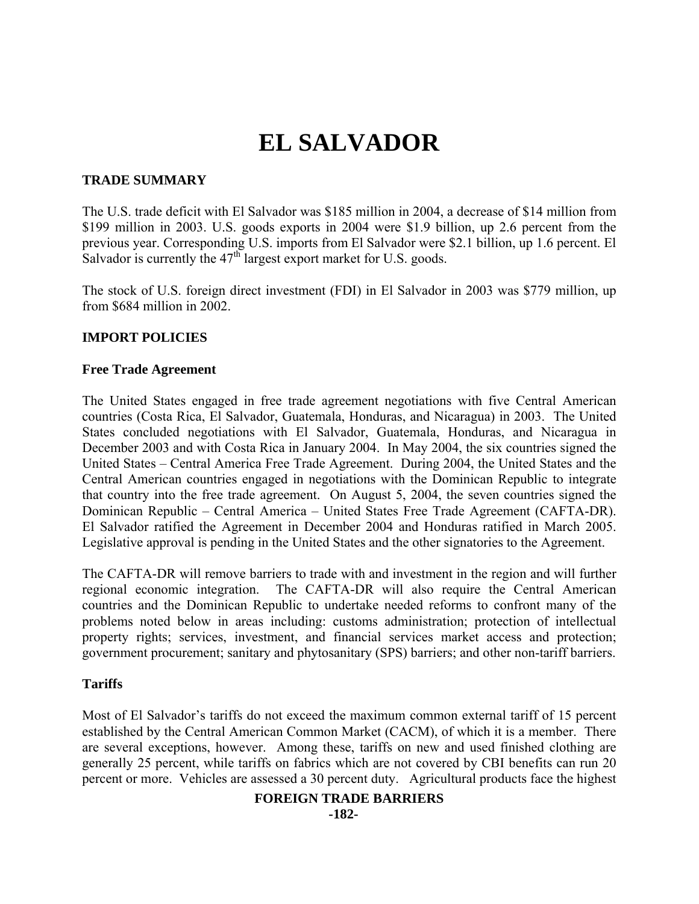# EL SALVADOR

## TRADE SUMMARY

The U.S. trade deficit with El Salvador was $185 million in 2004, a decrease of $14 million from $199 million in 2003. U.S. goods exports in 2004 were $1.9 billion, up 2.6 percent from the previous year. Corresponding U.S. imports from El Salvador were $2.1 billion, up 1.6 percent. El Salvador is currently the 47th largest export market for U.S. goods.

The stock of U.S. foreign direct investment (FDI) in El Salvador in 2003 was $779 million, up from $684 million in 2002.

## IMPORT POLICIES

### Free Trade Agreement

The United States engaged in free trade agreement negotiations with five Central American countries (Costa Rica, El Salvador, Guatemala, Honduras, and Nicaragua) in 2003. The United States concluded negotiations with El Salvador, Guatemala, Honduras, and Nicaragua in December 2003 and with Costa Rica in January 2004. In May 2004, the six countries signed the United States – Central America Free Trade Agreement. During 2004, the United States and the Central American countries engaged in negotiations with the Dominican Republic to integrate that country into the free trade agreement. On August 5, 2004, the seven countries signed the Dominican Republic – Central America – United States Free Trade Agreement (CAFTA-DR). El Salvador ratified the Agreement in December 2004 and Honduras ratified in March 2005. Legislative approval is pending in the United States and the other signatories to the Agreement.

The CAFTA-DR will remove barriers to trade with and investment in the region and will further regional economic integration. The CAFTA-DR will also require the Central American countries and the Dominican Republic to undertake needed reforms to confront many of the problems noted below in areas including: customs administration; protection of intellectual property rights; services, investment, and financial services market access and protection; government procurement; sanitary and phytosanitary (SPS) barriers; and other non-tariff barriers.

### Tariffs

Most of El Salvador's tariffs do not exceed the maximum common external tariff of 15 percent established by the Central American Common Market (CACM), of which it is a member. There are several exceptions, however. Among these, tariffs on new and used finished clothing are generally 25 percent, while tariffs on fabrics which are not covered by CBI benefits can run 20 percent or more. Vehicles are assessed a 30 percent duty. Agricultural products face the highest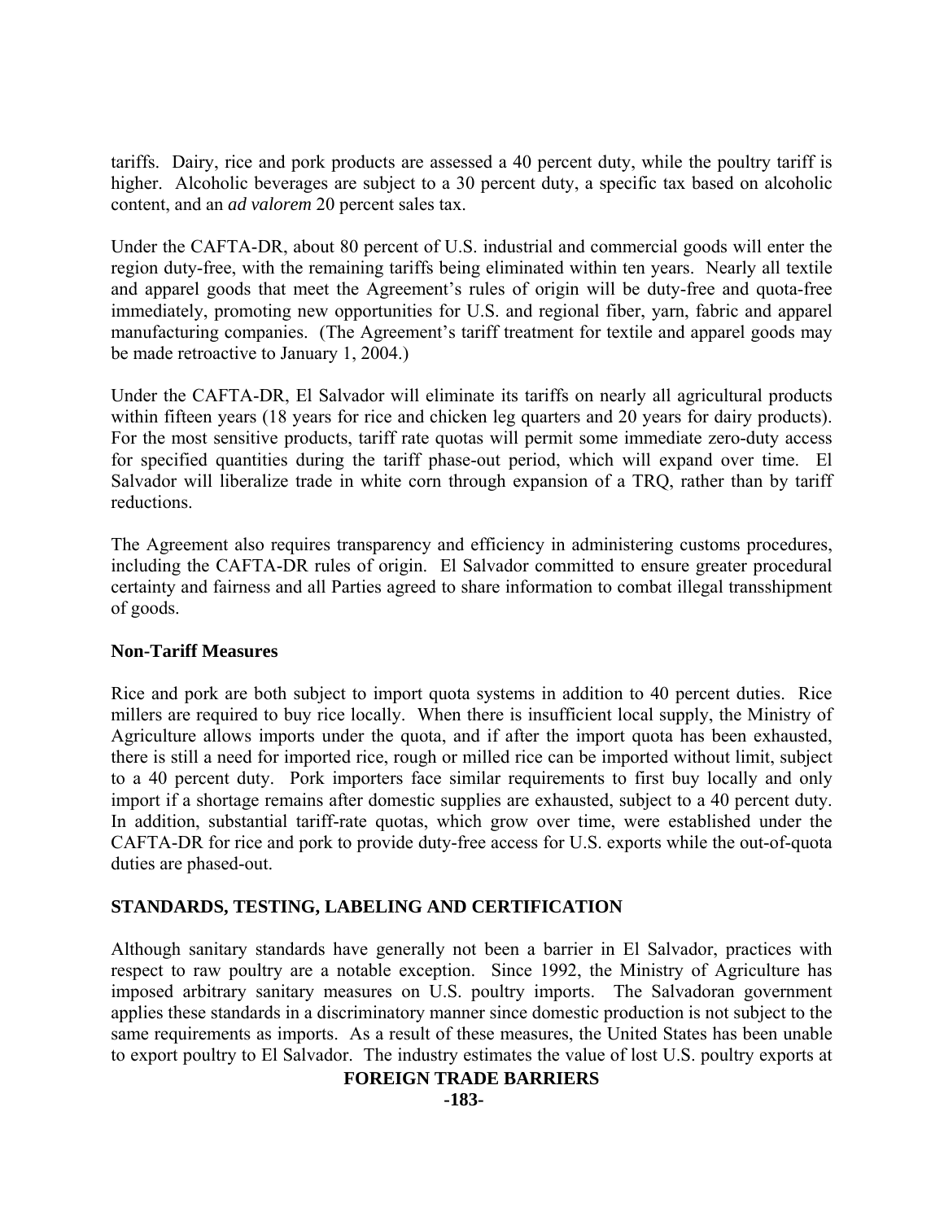tariffs. Dairy, rice and pork products are assessed a 40 percent duty, while the poultry tariff is higher. Alcoholic beverages are subject to a 30 percent duty, a specific tax based on alcoholic content, and an *ad valorem* 20 percent sales tax.

Under the CAFTA-DR, about 80 percent of U.S. industrial and commercial goods will enter the region duty-free, with the remaining tariffs being eliminated within ten years. Nearly all textile and apparel goods that meet the Agreement's rules of origin will be duty-free and quota-free immediately, promoting new opportunities for U.S. and regional fiber, yarn, fabric and apparel manufacturing companies. (The Agreement's tariff treatment for textile and apparel goods may be made retroactive to January 1, 2004.)

Under the CAFTA-DR, El Salvador will eliminate its tariffs on nearly all agricultural products within fifteen years (18 years for rice and chicken leg quarters and 20 years for dairy products). For the most sensitive products, tariff rate quotas will permit some immediate zero-duty access for specified quantities during the tariff phase-out period, which will expand over time. El Salvador will liberalize trade in white corn through expansion of a TRQ, rather than by tariff reductions.

The Agreement also requires transparency and efficiency in administering customs procedures, including the CAFTA-DR rules of origin. El Salvador committed to ensure greater procedural certainty and fairness and all Parties agreed to share information to combat illegal transshipment of goods.

**Non-Tariff Measures**

Rice and pork are both subject to import quota systems in addition to 40 percent duties. Rice millers are required to buy rice locally. When there is insufficient local supply, the Ministry of Agriculture allows imports under the quota, and if after the import quota has been exhausted, there is still a need for imported rice, rough or milled rice can be imported without limit, subject to a 40 percent duty. Pork importers face similar requirements to first buy locally and only import if a shortage remains after domestic supplies are exhausted, subject to a 40 percent duty. In addition, substantial tariff-rate quotas, which grow over time, were established under the CAFTA-DR for rice and pork to provide duty-free access for U.S. exports while the out-of-quota duties are phased-out.

## STANDARDS, TESTING, LABELING AND CERTIFICATION

Although sanitary standards have generally not been a barrier in El Salvador, practices with respect to raw poultry are a notable exception. Since 1992, the Ministry of Agriculture has imposed arbitrary sanitary measures on U.S. poultry imports. The Salvadoran government applies these standards in a discriminatory manner since domestic production is not subject to the same requirements as imports. As a result of these measures, the United States has been unable to export poultry to El Salvador. The industry estimates the value of lost U.S. poultry exports at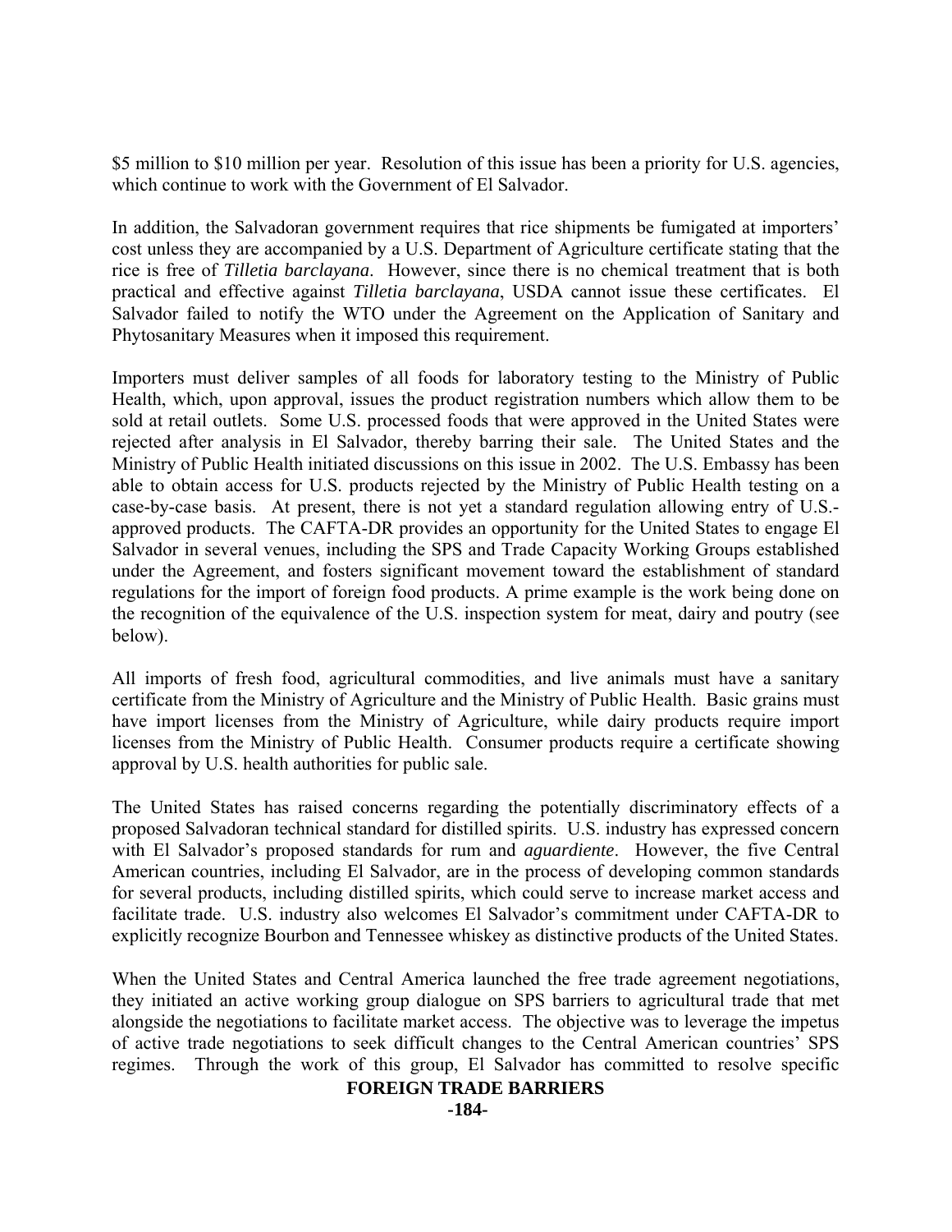$5 million to $10 million per year. Resolution of this issue has been a priority for U.S. agencies, which continue to work with the Government of El Salvador.

In addition, the Salvadoran government requires that rice shipments be fumigated at importers' cost unless they are accompanied by a U.S. Department of Agriculture certificate stating that the rice is free of *Tilletia barclayana*. However, since there is no chemical treatment that is both practical and effective against *Tilletia barclayana*, USDA cannot issue these certificates. El Salvador failed to notify the WTO under the Agreement on the Application of Sanitary and Phytosanitary Measures when it imposed this requirement.

Importers must deliver samples of all foods for laboratory testing to the Ministry of Public Health, which, upon approval, issues the product registration numbers which allow them to be sold at retail outlets. Some U.S. processed foods that were approved in the United States were rejected after analysis in El Salvador, thereby barring their sale. The United States and the Ministry of Public Health initiated discussions on this issue in 2002. The U.S. Embassy has been able to obtain access for U.S. products rejected by the Ministry of Public Health testing on a case-by-case basis. At present, there is not yet a standard regulation allowing entry of U.S.-approved products. The CAFTA-DR provides an opportunity for the United States to engage El Salvador in several venues, including the SPS and Trade Capacity Working Groups established under the Agreement, and fosters significant movement toward the establishment of standard regulations for the import of foreign food products. A prime example is the work being done on the recognition of the equivalence of the U.S. inspection system for meat, dairy and poutry (see below).

All imports of fresh food, agricultural commodities, and live animals must have a sanitary certificate from the Ministry of Agriculture and the Ministry of Public Health. Basic grains must have import licenses from the Ministry of Agriculture, while dairy products require import licenses from the Ministry of Public Health. Consumer products require a certificate showing approval by U.S. health authorities for public sale.

The United States has raised concerns regarding the potentially discriminatory effects of a proposed Salvadoran technical standard for distilled spirits. U.S. industry has expressed concern with El Salvador's proposed standards for rum and *aguardiente*. However, the five Central American countries, including El Salvador, are in the process of developing common standards for several products, including distilled spirits, which could serve to increase market access and facilitate trade. U.S. industry also welcomes El Salvador's commitment under CAFTA-DR to explicitly recognize Bourbon and Tennessee whiskey as distinctive products of the United States.

When the United States and Central America launched the free trade agreement negotiations, they initiated an active working group dialogue on SPS barriers to agricultural trade that met alongside the negotiations to facilitate market access. The objective was to leverage the impetus of active trade negotiations to seek difficult changes to the Central American countries' SPS regimes. Through the work of this group, El Salvador has committed to resolve specific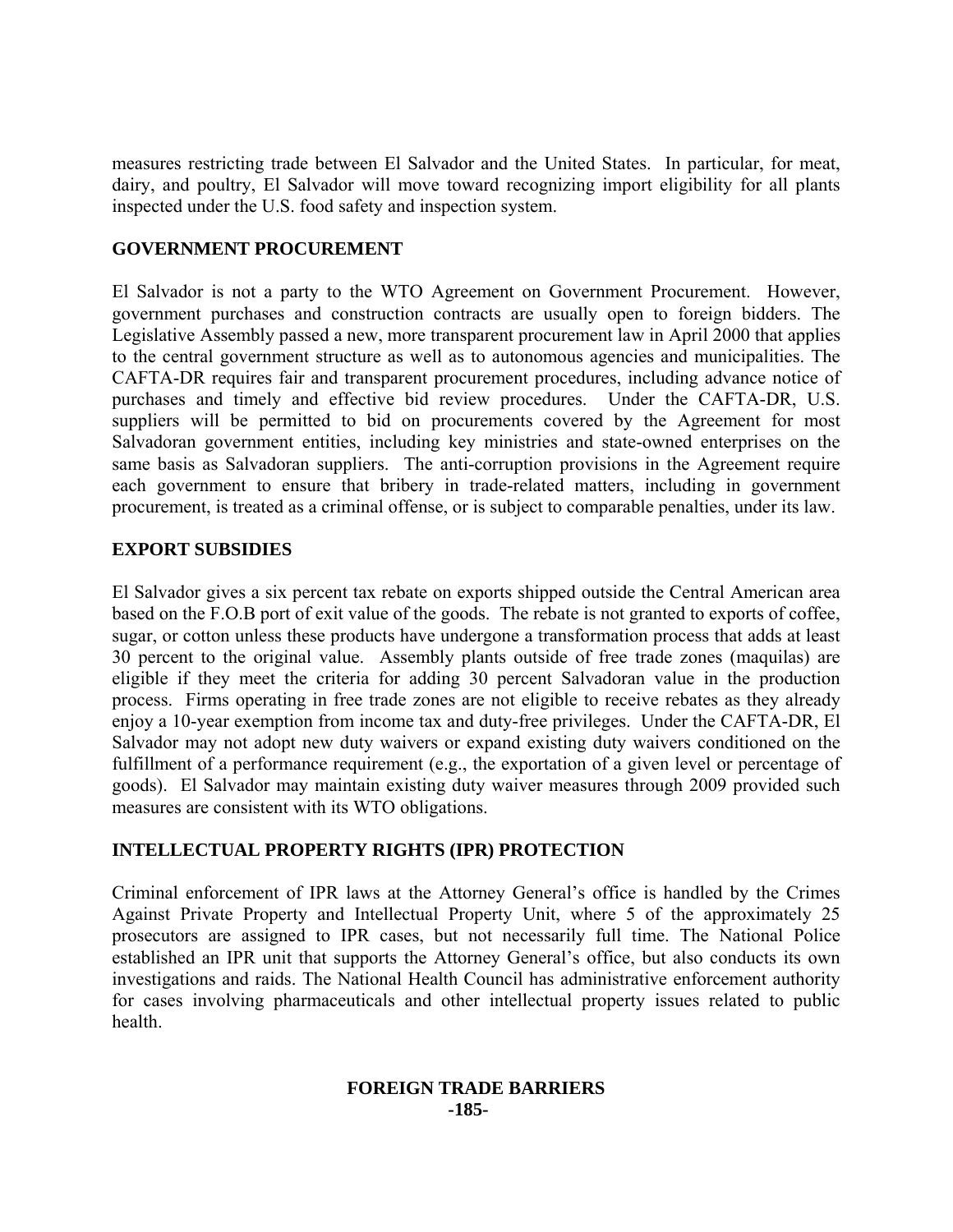measures restricting trade between El Salvador and the United States. In particular, for meat, dairy, and poultry, El Salvador will move toward recognizing import eligibility for all plants inspected under the U.S. food safety and inspection system.

## GOVERNMENT PROCUREMENT

El Salvador is not a party to the WTO Agreement on Government Procurement. However, government purchases and construction contracts are usually open to foreign bidders. The Legislative Assembly passed a new, more transparent procurement law in April 2000 that applies to the central government structure as well as to autonomous agencies and municipalities. The CAFTA-DR requires fair and transparent procurement procedures, including advance notice of purchases and timely and effective bid review procedures. Under the CAFTA-DR, U.S. suppliers will be permitted to bid on procurements covered by the Agreement for most Salvadoran government entities, including key ministries and state-owned enterprises on the same basis as Salvadoran suppliers. The anti-corruption provisions in the Agreement require each government to ensure that bribery in trade-related matters, including in government procurement, is treated as a criminal offense, or is subject to comparable penalties, under its law.

## EXPORT SUBSIDIES

El Salvador gives a six percent tax rebate on exports shipped outside the Central American area based on the F.O.B port of exit value of the goods. The rebate is not granted to exports of coffee, sugar, or cotton unless these products have undergone a transformation process that adds at least 30 percent to the original value. Assembly plants outside of free trade zones (maquilas) are eligible if they meet the criteria for adding 30 percent Salvadoran value in the production process. Firms operating in free trade zones are not eligible to receive rebates as they already enjoy a 10-year exemption from income tax and duty-free privileges. Under the CAFTA-DR, El Salvador may not adopt new duty waivers or expand existing duty waivers conditioned on the fulfillment of a performance requirement (e.g., the exportation of a given level or percentage of goods). El Salvador may maintain existing duty waiver measures through 2009 provided such measures are consistent with its WTO obligations.

## INTELLECTUAL PROPERTY RIGHTS (IPR) PROTECTION

Criminal enforcement of IPR laws at the Attorney General's office is handled by the Crimes Against Private Property and Intellectual Property Unit, where 5 of the approximately 25 prosecutors are assigned to IPR cases, but not necessarily full time. The National Police established an IPR unit that supports the Attorney General's office, but also conducts its own investigations and raids. The National Health Council has administrative enforcement authority for cases involving pharmaceuticals and other intellectual property issues related to public health.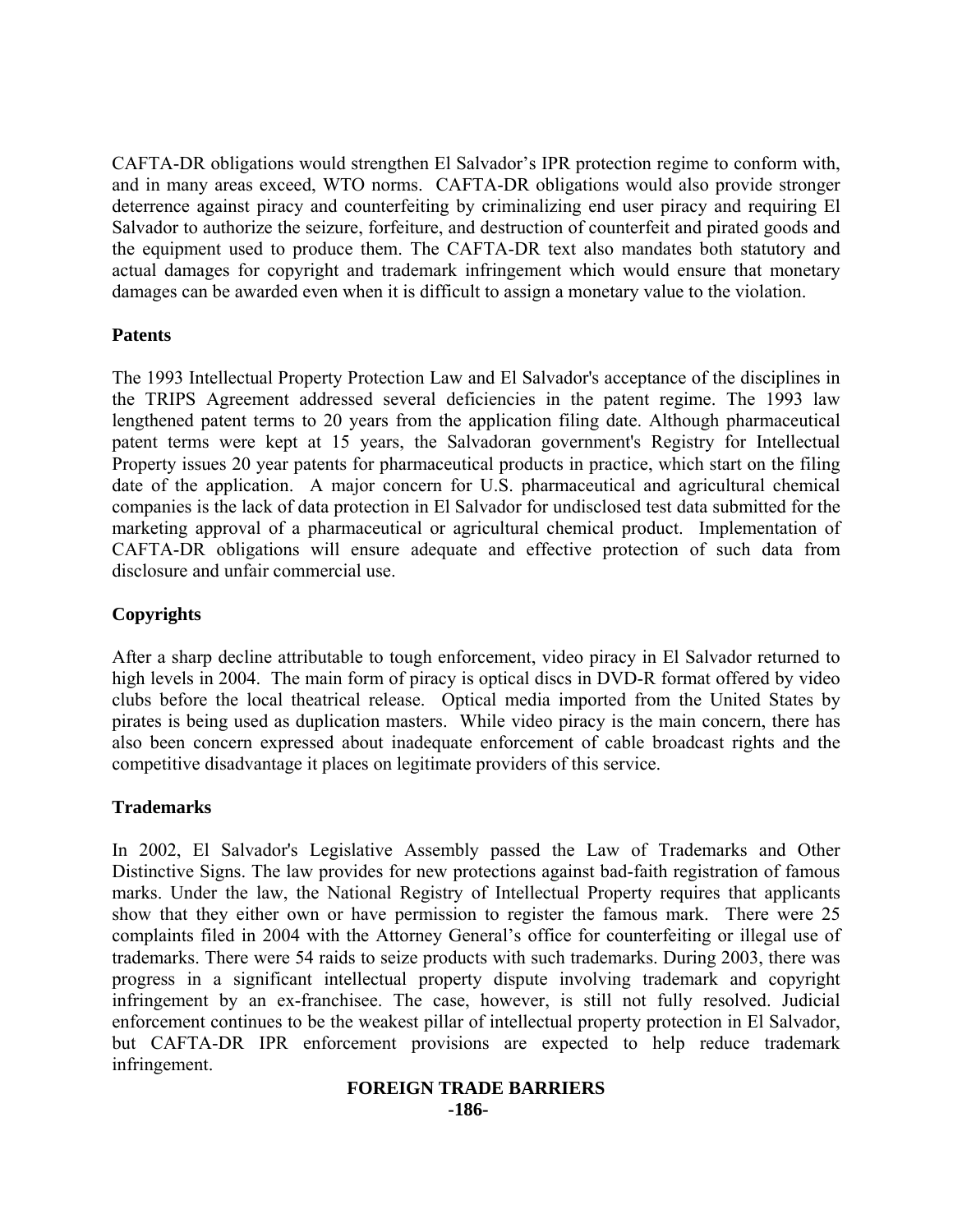CAFTA-DR obligations would strengthen El Salvador's IPR protection regime to conform with, and in many areas exceed, WTO norms. CAFTA-DR obligations would also provide stronger deterrence against piracy and counterfeiting by criminalizing end user piracy and requiring El Salvador to authorize the seizure, forfeiture, and destruction of counterfeit and pirated goods and the equipment used to produce them. The CAFTA-DR text also mandates both statutory and actual damages for copyright and trademark infringement which would ensure that monetary damages can be awarded even when it is difficult to assign a monetary value to the violation.

**Patents**

The 1993 Intellectual Property Protection Law and El Salvador's acceptance of the disciplines in the TRIPS Agreement addressed several deficiencies in the patent regime. The 1993 law lengthened patent terms to 20 years from the application filing date. Although pharmaceutical patent terms were kept at 15 years, the Salvadoran government's Registry for Intellectual Property issues 20 year patents for pharmaceutical products in practice, which start on the filing date of the application. A major concern for U.S. pharmaceutical and agricultural chemical companies is the lack of data protection in El Salvador for undisclosed test data submitted for the marketing approval of a pharmaceutical or agricultural chemical product. Implementation of CAFTA-DR obligations will ensure adequate and effective protection of such data from disclosure and unfair commercial use.

**Copyrights**

After a sharp decline attributable to tough enforcement, video piracy in El Salvador returned to high levels in 2004. The main form of piracy is optical discs in DVD-R format offered by video clubs before the local theatrical release. Optical media imported from the United States by pirates is being used as duplication masters. While video piracy is the main concern, there has also been concern expressed about inadequate enforcement of cable broadcast rights and the competitive disadvantage it places on legitimate providers of this service.

**Trademarks**

In 2002, El Salvador's Legislative Assembly passed the Law of Trademarks and Other Distinctive Signs. The law provides for new protections against bad-faith registration of famous marks. Under the law, the National Registry of Intellectual Property requires that applicants show that they either own or have permission to register the famous mark. There were 25 complaints filed in 2004 with the Attorney General's office for counterfeiting or illegal use of trademarks. There were 54 raids to seize products with such trademarks. During 2003, there was progress in a significant intellectual property dispute involving trademark and copyright infringement by an ex-franchisee. The case, however, is still not fully resolved. Judicial enforcement continues to be the weakest pillar of intellectual property protection in El Salvador, but CAFTA-DR IPR enforcement provisions are expected to help reduce trademark infringement.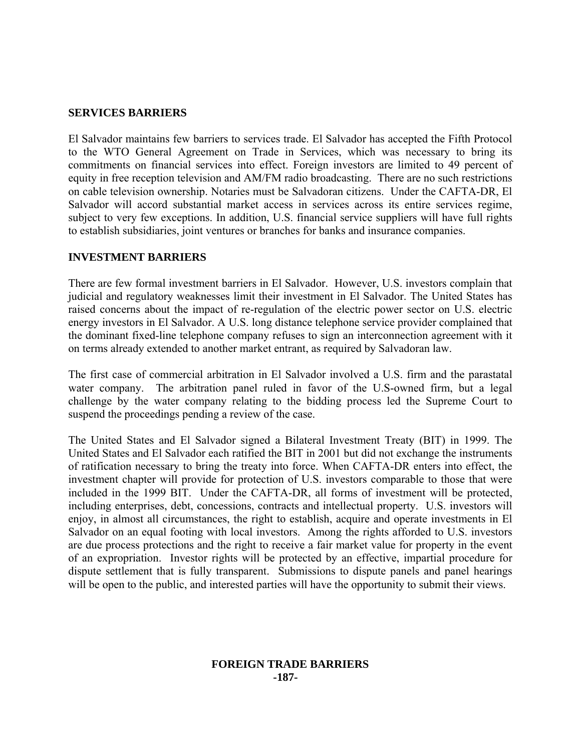## SERVICES BARRIERS

El Salvador maintains few barriers to services trade. El Salvador has accepted the Fifth Protocol to the WTO General Agreement on Trade in Services, which was necessary to bring its commitments on financial services into effect. Foreign investors are limited to 49 percent of equity in free reception television and AM/FM radio broadcasting. There are no such restrictions on cable television ownership. Notaries must be Salvadoran citizens. Under the CAFTA-DR, El Salvador will accord substantial market access in services across its entire services regime, subject to very few exceptions. In addition, U.S. financial service suppliers will have full rights to establish subsidiaries, joint ventures or branches for banks and insurance companies.

## INVESTMENT BARRIERS

There are few formal investment barriers in El Salvador. However, U.S. investors complain that judicial and regulatory weaknesses limit their investment in El Salvador. The United States has raised concerns about the impact of re-regulation of the electric power sector on U.S. electric energy investors in El Salvador. A U.S. long distance telephone service provider complained that the dominant fixed-line telephone company refuses to sign an interconnection agreement with it on terms already extended to another market entrant, as required by Salvadoran law.

The first case of commercial arbitration in El Salvador involved a U.S. firm and the parastatal water company. The arbitration panel ruled in favor of the U.S-owned firm, but a legal challenge by the water company relating to the bidding process led the Supreme Court to suspend the proceedings pending a review of the case.

The United States and El Salvador signed a Bilateral Investment Treaty (BIT) in 1999. The United States and El Salvador each ratified the BIT in 2001 but did not exchange the instruments of ratification necessary to bring the treaty into force. When CAFTA-DR enters into effect, the investment chapter will provide for protection of U.S. investors comparable to those that were included in the 1999 BIT. Under the CAFTA-DR, all forms of investment will be protected, including enterprises, debt, concessions, contracts and intellectual property. U.S. investors will enjoy, in almost all circumstances, the right to establish, acquire and operate investments in El Salvador on an equal footing with local investors. Among the rights afforded to U.S. investors are due process protections and the right to receive a fair market value for property in the event of an expropriation. Investor rights will be protected by an effective, impartial procedure for dispute settlement that is fully transparent. Submissions to dispute panels and panel hearings will be open to the public, and interested parties will have the opportunity to submit their views.